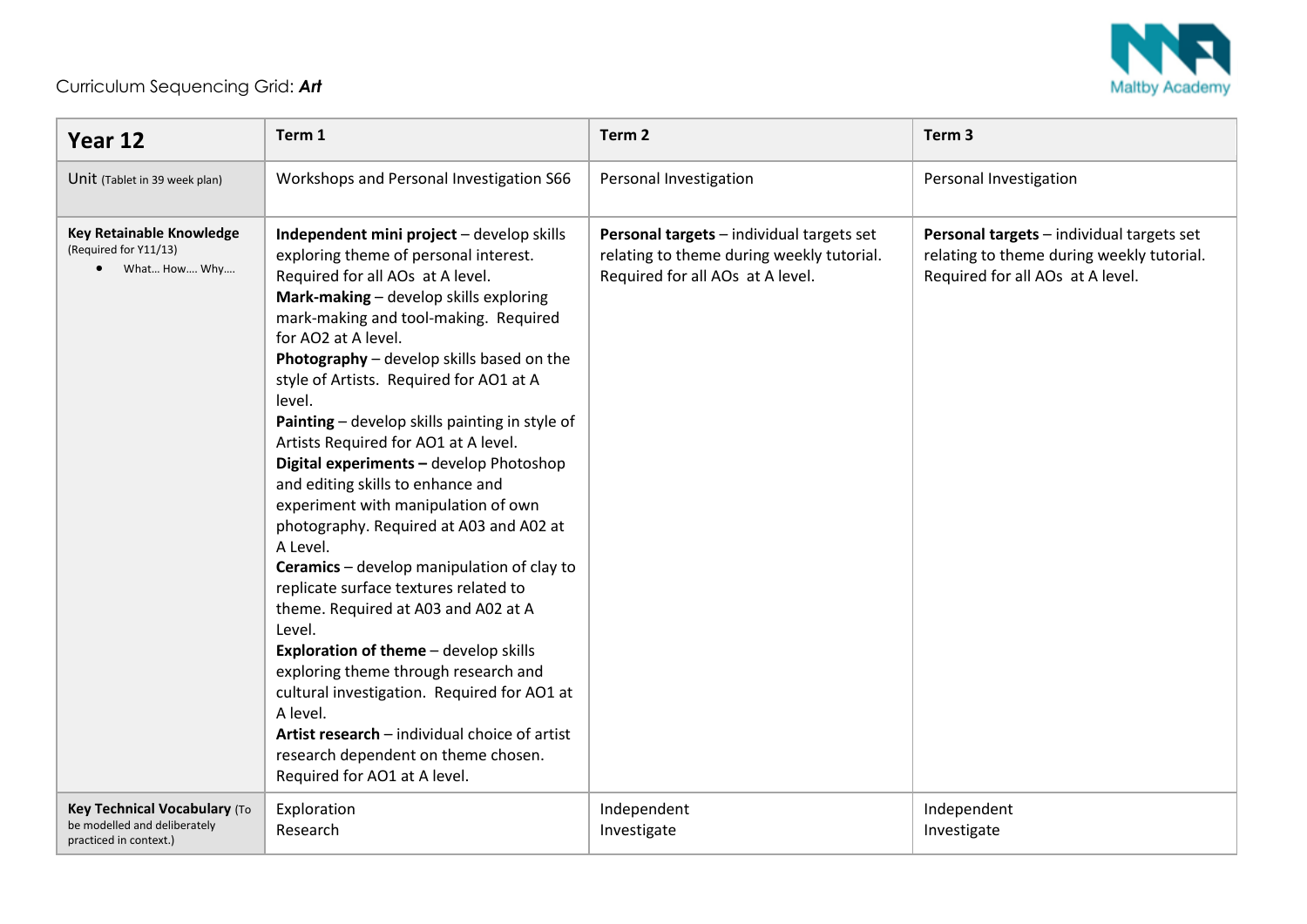Curriculum Sequencing Grid: ***Art***

Maltby Academy

| **Year 12** | **Term 1** | **Term 2** | **Term 3** |
|---|---|---|---|
| Unit (Tablet in 39 week plan) | Workshops and Personal Investigation S66 | Personal Investigation | Personal Investigation |
| **Key Retainable Knowledge** (Required for Y11/13) <br> • What… How…. Why…. | **Independent mini project** – develop skills exploring theme of personal interest. Required for all AOs at A level. <br> **Mark-making** – develop skills exploring mark-making and tool-making. Required for AO2 at A level. <br> **Photography** – develop skills based on the style of Artists. Required for AO1 at A level. <br> **Painting** – develop skills painting in style of Artists Required for AO1 at A level. <br> **Digital experiments –** develop Photoshop and editing skills to enhance and experiment with manipulation of own photography. Required at A03 and A02 at A Level. <br> **Ceramics** – develop manipulation of clay to replicate surface textures related to theme. Required at A03 and A02 at A Level. <br> **Exploration of theme** – develop skills exploring theme through research and cultural investigation. Required for AO1 at A level. <br> **Artist research** – individual choice of artist research dependent on theme chosen. Required for AO1 at A level. | **Personal targets** – individual targets set relating to theme during weekly tutorial. Required for all AOs at A level. | **Personal targets** – individual targets set relating to theme during weekly tutorial. Required for all AOs at A level. |
| **Key Technical Vocabulary** (To be modelled and deliberately practiced in context.) | Exploration <br> Research | Independent <br> Investigate | Independent <br> Investigate |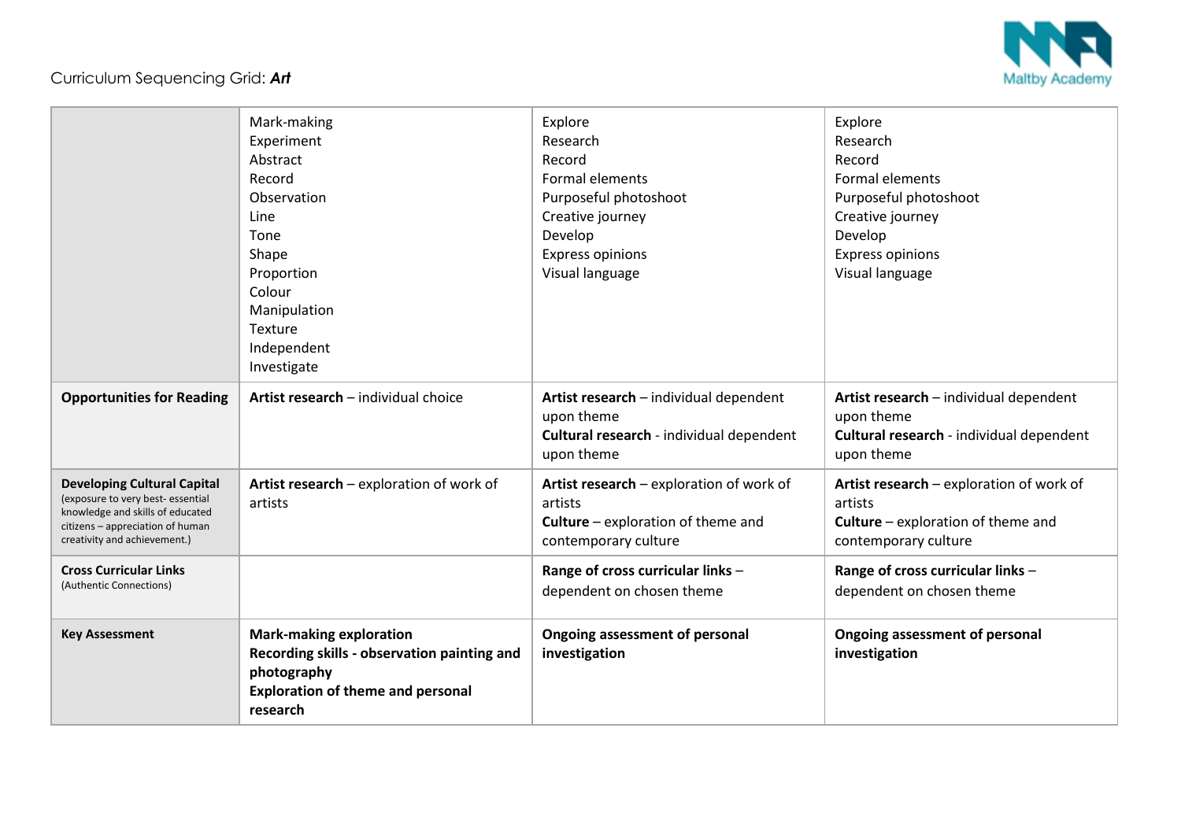Curriculum Sequencing Grid: ***Art***

| | | | |
|---|---|---|---|
| | Mark-making<br>Experiment<br>Abstract<br>Record<br>Observation<br>Line<br>Tone<br>Shape<br>Proportion<br>Colour<br>Manipulation<br>Texture<br>Independent<br>Investigate | Explore<br>Research<br>Record<br>Formal elements<br>Purposeful photoshoot<br>Creative journey<br>Develop<br>Express opinions<br>Visual language | Explore<br>Research<br>Record<br>Formal elements<br>Purposeful photoshoot<br>Creative journey<br>Develop<br>Express opinions<br>Visual language |
| **Opportunities for Reading** | **Artist research** – individual choice | **Artist research** – individual dependent upon theme<br>**Cultural research** - individual dependent upon theme | **Artist research** – individual dependent upon theme<br>**Cultural research** - individual dependent upon theme |
| **Developing Cultural Capital**<br>(exposure to very best- essential knowledge and skills of educated citizens – appreciation of human creativity and achievement.) | **Artist research** – exploration of work of artists | **Artist research** – exploration of work of artists<br>**Culture** – exploration of theme and contemporary culture | **Artist research** – exploration of work of artists<br>**Culture** – exploration of theme and contemporary culture |
| **Cross Curricular Links**<br>(Authentic Connections) | | **Range of cross curricular links** – dependent on chosen theme | **Range of cross curricular links** – dependent on chosen theme |
| **Key Assessment** | **Mark-making exploration**<br>**Recording skills - observation painting and photography**<br>**Exploration of theme and personal research** | **Ongoing assessment of personal investigation** | **Ongoing assessment of personal investigation** |